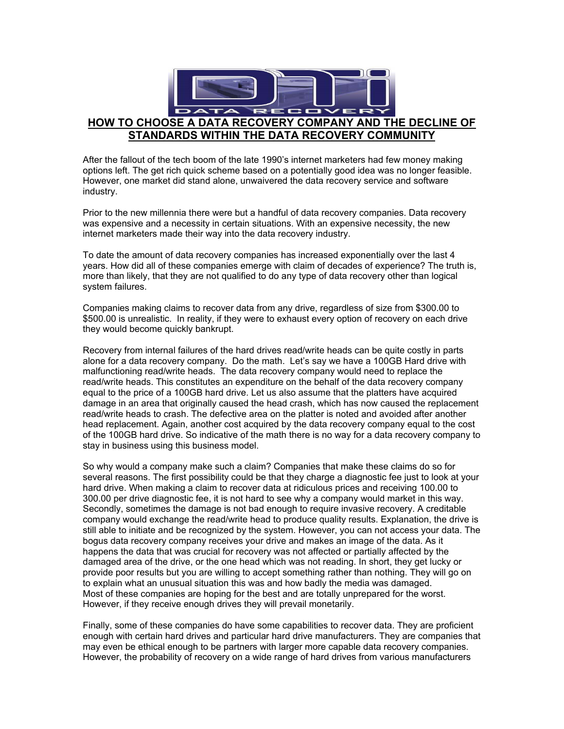# HOW TO CHOOSE A DATA RECOVERY COMPANY AND THE DECLINE OF STANDARDS WITHIN THE DATA RECOVERY COMMUNITY

After the fallout of the tech boom of the late 1990's internet marketers had few money making options left. The get rich quick scheme based on a potentially good idea was no longer feasible. However, one market did stand alone, unwaivered the data recovery service and software industry.

Prior to the new millennia there were but a handful of data recovery companies. Data recovery was expensive and a necessity in certain situations. With an expensive necessity, the new internet marketers made their way into the data recovery industry.

To date the amount of data recovery companies has increased exponentially over the last 4 years. How did all of these companies emerge with claim of decades of experience? The truth is, more than likely, that they are not qualified to do any type of data recovery other than logical system failures.

Companies making claims to recover data from any drive, regardless of size from $300.00 to $500.00 is unrealistic. In reality, if they were to exhaust every option of recovery on each drive they would become quickly bankrupt.

Recovery from internal failures of the hard drives read/write heads can be quite costly in parts alone for a data recovery company. Do the math. Let's say we have a 100GB Hard drive with malfunctioning read/write heads. The data recovery company would need to replace the read/write heads. This constitutes an expenditure on the behalf of the data recovery company equal to the price of a 100GB hard drive. Let us also assume that the platters have acquired damage in an area that originally caused the head crash, which has now caused the replacement read/write heads to crash. The defective area on the platter is noted and avoided after another head replacement. Again, another cost acquired by the data recovery company equal to the cost of the 100GB hard drive. So indicative of the math there is no way for a data recovery company to stay in business using this business model.

So why would a company make such a claim? Companies that make these claims do so for several reasons. The first possibility could be that they charge a diagnostic fee just to look at your hard drive. When making a claim to recover data at ridiculous prices and receiving 100.00 to 300.00 per drive diagnostic fee, it is not hard to see why a company would market in this way. Secondly, sometimes the damage is not bad enough to require invasive recovery. A creditable company would exchange the read/write head to produce quality results. Explanation, the drive is still able to initiate and be recognized by the system. However, you can not access your data. The bogus data recovery company receives your drive and makes an image of the data. As it happens the data that was crucial for recovery was not affected or partially affected by the damaged area of the drive, or the one head which was not reading. In short, they get lucky or provide poor results but you are willing to accept something rather than nothing. They will go on to explain what an unusual situation this was and how badly the media was damaged. Most of these companies are hoping for the best and are totally unprepared for the worst. However, if they receive enough drives they will prevail monetarily.

Finally, some of these companies do have some capabilities to recover data. They are proficient enough with certain hard drives and particular hard drive manufacturers. They are companies that may even be ethical enough to be partners with larger more capable data recovery companies. However, the probability of recovery on a wide range of hard drives from various manufacturers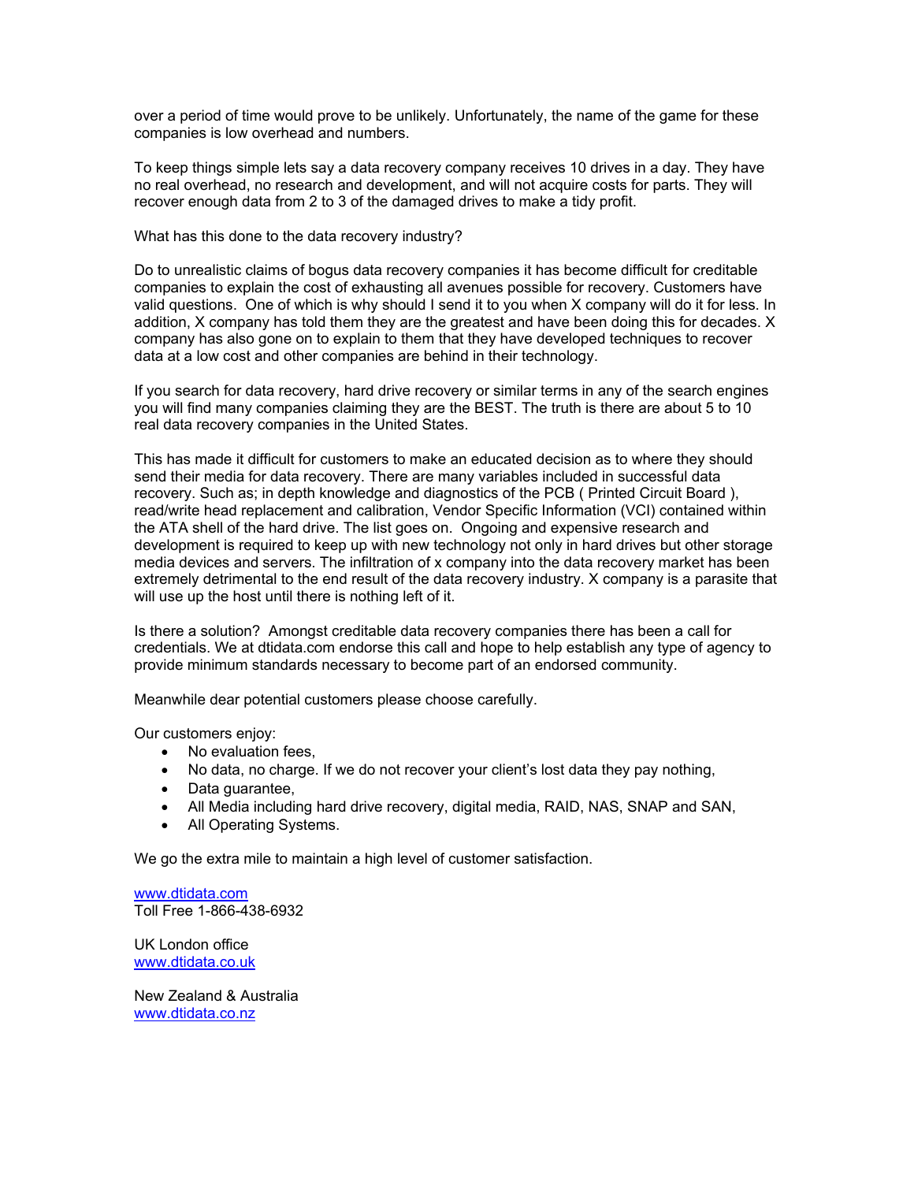over a period of time would prove to be unlikely. Unfortunately, the name of the game for these companies is low overhead and numbers.

To keep things simple lets say a data recovery company receives 10 drives in a day. They have no real overhead, no research and development, and will not acquire costs for parts. They will recover enough data from 2 to 3 of the damaged drives to make a tidy profit.

What has this done to the data recovery industry?

Do to unrealistic claims of bogus data recovery companies it has become difficult for creditable companies to explain the cost of exhausting all avenues possible for recovery. Customers have valid questions. One of which is why should I send it to you when X company will do it for less. In addition, X company has told them they are the greatest and have been doing this for decades. X company has also gone on to explain to them that they have developed techniques to recover data at a low cost and other companies are behind in their technology.

If you search for data recovery, hard drive recovery or similar terms in any of the search engines you will find many companies claiming they are the BEST. The truth is there are about 5 to 10 real data recovery companies in the United States.

This has made it difficult for customers to make an educated decision as to where they should send their media for data recovery. There are many variables included in successful data recovery. Such as; in depth knowledge and diagnostics of the PCB ( Printed Circuit Board ), read/write head replacement and calibration, Vendor Specific Information (VCI) contained within the ATA shell of the hard drive. The list goes on. Ongoing and expensive research and development is required to keep up with new technology not only in hard drives but other storage media devices and servers. The infiltration of x company into the data recovery market has been extremely detrimental to the end result of the data recovery industry. X company is a parasite that will use up the host until there is nothing left of it.

Is there a solution? Amongst creditable data recovery companies there has been a call for credentials. We at dtidata.com endorse this call and hope to help establish any type of agency to provide minimum standards necessary to become part of an endorsed community.

Meanwhile dear potential customers please choose carefully.

Our customers enjoy:

- No evaluation fees,
- No data, no charge. If we do not recover your client's lost data they pay nothing,
- Data guarantee,
- All Media including hard drive recovery, digital media, RAID, NAS, SNAP and SAN,
- All Operating Systems.

We go the extra mile to maintain a high level of customer satisfaction.

www.dtidata.com
Toll Free 1-866-438-6932

UK London office
www.dtidata.co.uk

New Zealand & Australia
www.dtidata.co.nz